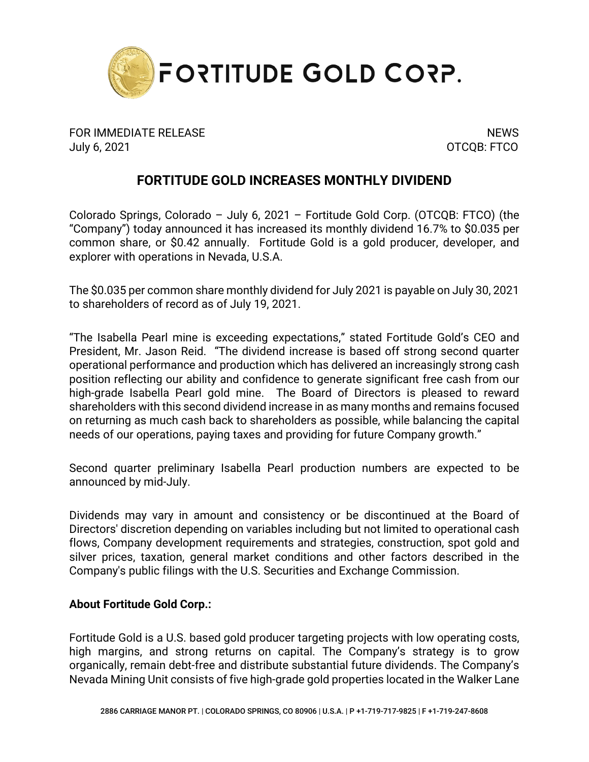FORTITUDE GOLD CORP.

FOR IMMEDIATE RELEASE
July 6, 2021

NEWS
OTCQB: FTCO

# FORTITUDE GOLD INCREASES MONTHLY DIVIDEND

Colorado Springs, Colorado – July 6, 2021 – Fortitude Gold Corp. (OTCQB: FTCO) (the "Company") today announced it has increased its monthly dividend 16.7% to $0.035 per common share, or $0.42 annually. Fortitude Gold is a gold producer, developer, and explorer with operations in Nevada, U.S.A.

The $0.035 per common share monthly dividend for July 2021 is payable on July 30, 2021 to shareholders of record as of July 19, 2021.

"The Isabella Pearl mine is exceeding expectations," stated Fortitude Gold's CEO and President, Mr. Jason Reid. "The dividend increase is based off strong second quarter operational performance and production which has delivered an increasingly strong cash position reflecting our ability and confidence to generate significant free cash from our high-grade Isabella Pearl gold mine. The Board of Directors is pleased to reward shareholders with this second dividend increase in as many months and remains focused on returning as much cash back to shareholders as possible, while balancing the capital needs of our operations, paying taxes and providing for future Company growth."

Second quarter preliminary Isabella Pearl production numbers are expected to be announced by mid-July.

Dividends may vary in amount and consistency or be discontinued at the Board of Directors' discretion depending on variables including but not limited to operational cash flows, Company development requirements and strategies, construction, spot gold and silver prices, taxation, general market conditions and other factors described in the Company's public filings with the U.S. Securities and Exchange Commission.

**About Fortitude Gold Corp.:**

Fortitude Gold is a U.S. based gold producer targeting projects with low operating costs, high margins, and strong returns on capital. The Company's strategy is to grow organically, remain debt-free and distribute substantial future dividends. The Company's Nevada Mining Unit consists of five high-grade gold properties located in the Walker Lane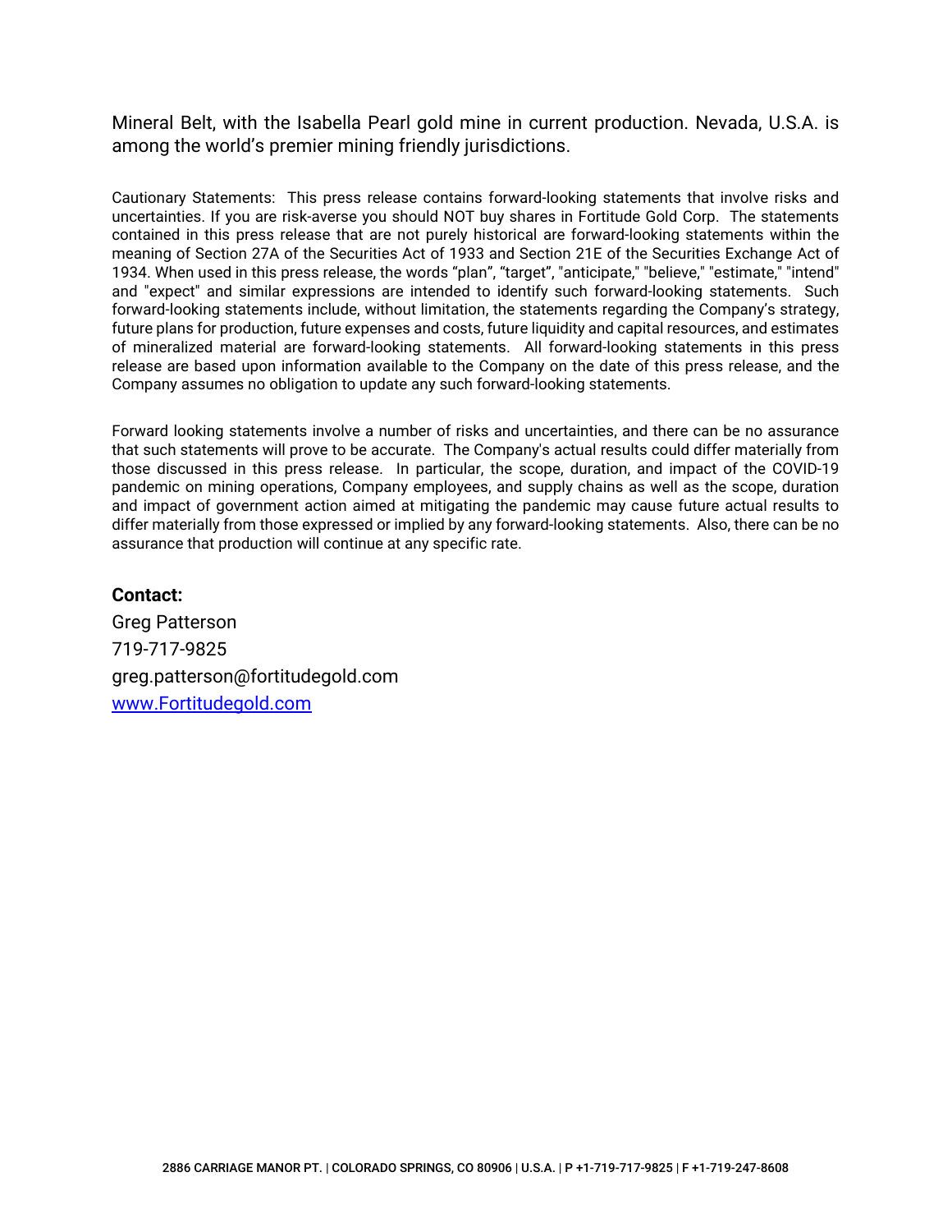Mineral Belt, with the Isabella Pearl gold mine in current production. Nevada, U.S.A. is among the world's premier mining friendly jurisdictions.

Cautionary Statements: This press release contains forward-looking statements that involve risks and uncertainties. If you are risk-averse you should NOT buy shares in Fortitude Gold Corp. The statements contained in this press release that are not purely historical are forward-looking statements within the meaning of Section 27A of the Securities Act of 1933 and Section 21E of the Securities Exchange Act of 1934. When used in this press release, the words "plan", "target", "anticipate," "believe," "estimate," "intend" and "expect" and similar expressions are intended to identify such forward-looking statements. Such forward-looking statements include, without limitation, the statements regarding the Company's strategy, future plans for production, future expenses and costs, future liquidity and capital resources, and estimates of mineralized material are forward-looking statements. All forward-looking statements in this press release are based upon information available to the Company on the date of this press release, and the Company assumes no obligation to update any such forward-looking statements.

Forward looking statements involve a number of risks and uncertainties, and there can be no assurance that such statements will prove to be accurate. The Company's actual results could differ materially from those discussed in this press release. In particular, the scope, duration, and impact of the COVID-19 pandemic on mining operations, Company employees, and supply chains as well as the scope, duration and impact of government action aimed at mitigating the pandemic may cause future actual results to differ materially from those expressed or implied by any forward-looking statements. Also, there can be no assurance that production will continue at any specific rate.

**Contact:**

Greg Patterson
719-717-9825
greg.patterson@fortitudegold.com
[www.Fortitudegold.com](http://www.Fortitudegold.com)